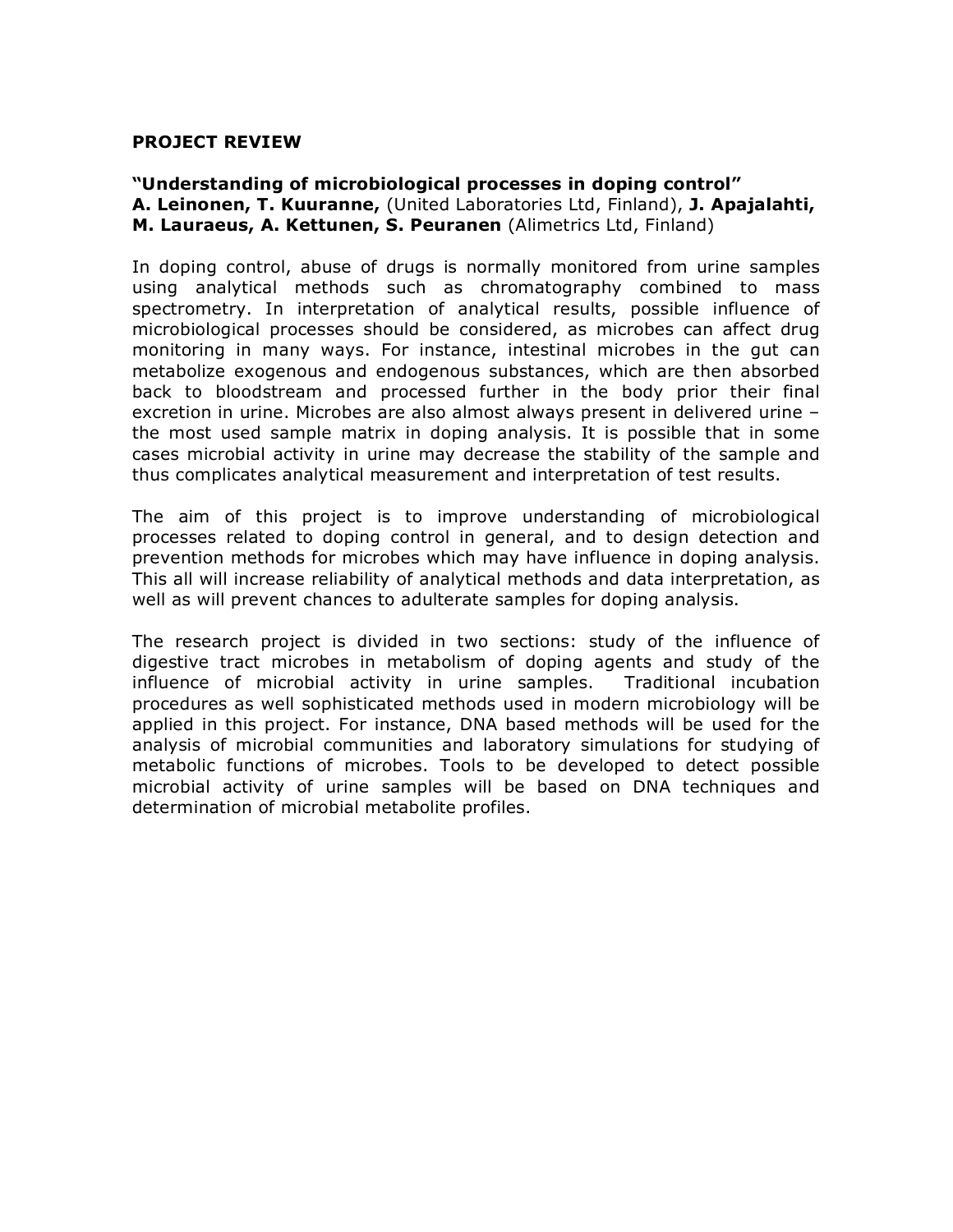**PROJECT REVIEW**

**"Understanding of microbiological processes in doping control"**
**A. Leinonen, T. Kuuranne,** (United Laboratories Ltd, Finland), **J. Apajalahti, M. Lauraeus, A. Kettunen, S. Peuranen** (Alimetrics Ltd, Finland)

In doping control, abuse of drugs is normally monitored from urine samples using analytical methods such as chromatography combined to mass spectrometry. In interpretation of analytical results, possible influence of microbiological processes should be considered, as microbes can affect drug monitoring in many ways. For instance, intestinal microbes in the gut can metabolize exogenous and endogenous substances, which are then absorbed back to bloodstream and processed further in the body prior their final excretion in urine. Microbes are also almost always present in delivered urine – the most used sample matrix in doping analysis. It is possible that in some cases microbial activity in urine may decrease the stability of the sample and thus complicates analytical measurement and interpretation of test results.

The aim of this project is to improve understanding of microbiological processes related to doping control in general, and to design detection and prevention methods for microbes which may have influence in doping analysis. This all will increase reliability of analytical methods and data interpretation, as well as will prevent chances to adulterate samples for doping analysis.

The research project is divided in two sections: study of the influence of digestive tract microbes in metabolism of doping agents and study of the influence of microbial activity in urine samples. Traditional incubation procedures as well sophisticated methods used in modern microbiology will be applied in this project. For instance, DNA based methods will be used for the analysis of microbial communities and laboratory simulations for studying of metabolic functions of microbes. Tools to be developed to detect possible microbial activity of urine samples will be based on DNA techniques and determination of microbial metabolite profiles.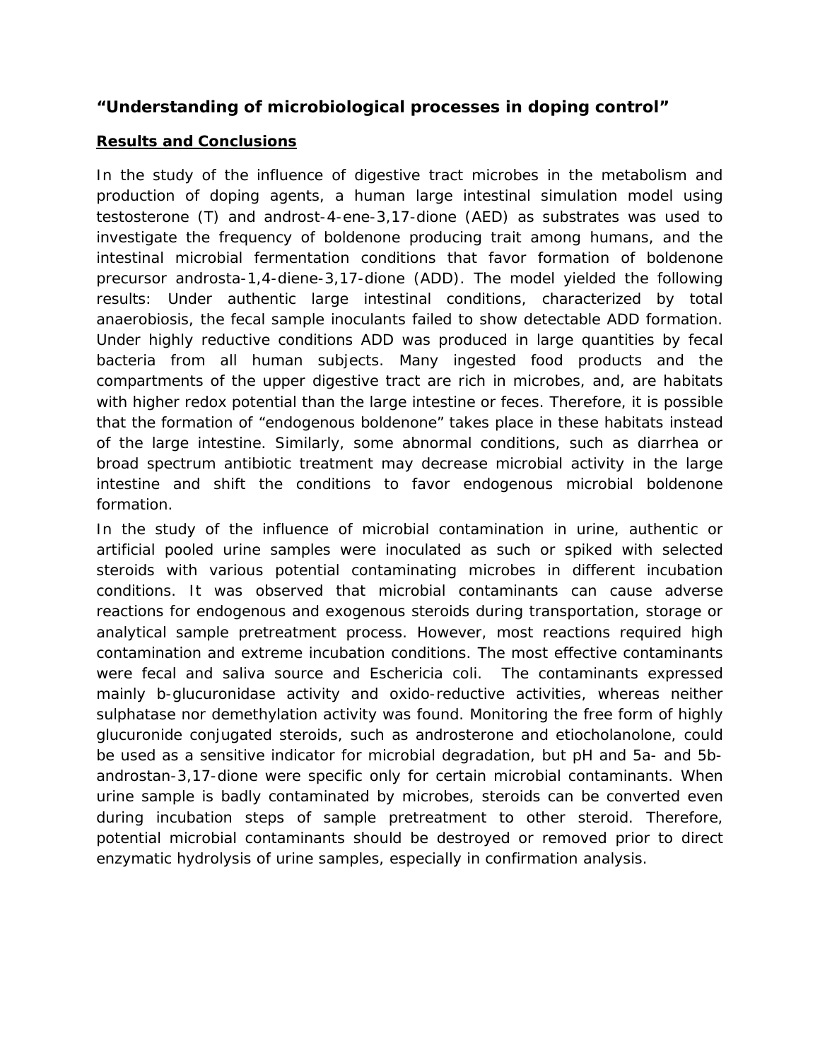**“Understanding of microbiological processes in doping control”**

**Results and Conclusions**

In the study of the influence of digestive tract microbes in the metabolism and production of doping agents, a human large intestinal simulation model using testosterone (T) and androst-4-ene-3,17-dione (AED) as substrates was used to investigate the frequency of boldenone producing trait among humans, and the intestinal microbial fermentation conditions that favor formation of boldenone precursor androsta-1,4-diene-3,17-dione (ADD). The model yielded the following results: Under authentic large intestinal conditions, characterized by total anaerobiosis, the fecal sample inoculants failed to show detectable ADD formation. Under highly reductive conditions ADD was produced in large quantities by fecal bacteria from all human subjects. Many ingested food products and the compartments of the upper digestive tract are rich in microbes, and, are habitats with higher redox potential than the large intestine or feces. Therefore, it is possible that the formation of “endogenous boldenone” takes place in these habitats instead of the large intestine. Similarly, some abnormal conditions, such as diarrhea or broad spectrum antibiotic treatment may decrease microbial activity in the large intestine and shift the conditions to favor endogenous microbial boldenone formation.

In the study of the influence of microbial contamination in urine, authentic or artificial pooled urine samples were inoculated as such or spiked with selected steroids with various potential contaminating microbes in different incubation conditions. It was observed that microbial contaminants can cause adverse reactions for endogenous and exogenous steroids during transportation, storage or analytical sample pretreatment process. However, most reactions required high contamination and extreme incubation conditions. The most effective contaminants were fecal and saliva source and Eschericia coli. The contaminants expressed mainly b-glucuronidase activity and oxido-reductive activities, whereas neither sulphatase nor demethylation activity was found. Monitoring the free form of highly glucuronide conjugated steroids, such as androsterone and etiocholanolone, could be used as a sensitive indicator for microbial degradation, but pH and 5a- and 5b-androstan-3,17-dione were specific only for certain microbial contaminants. When urine sample is badly contaminated by microbes, steroids can be converted even during incubation steps of sample pretreatment to other steroid. Therefore, potential microbial contaminants should be destroyed or removed prior to direct enzymatic hydrolysis of urine samples, especially in confirmation analysis.